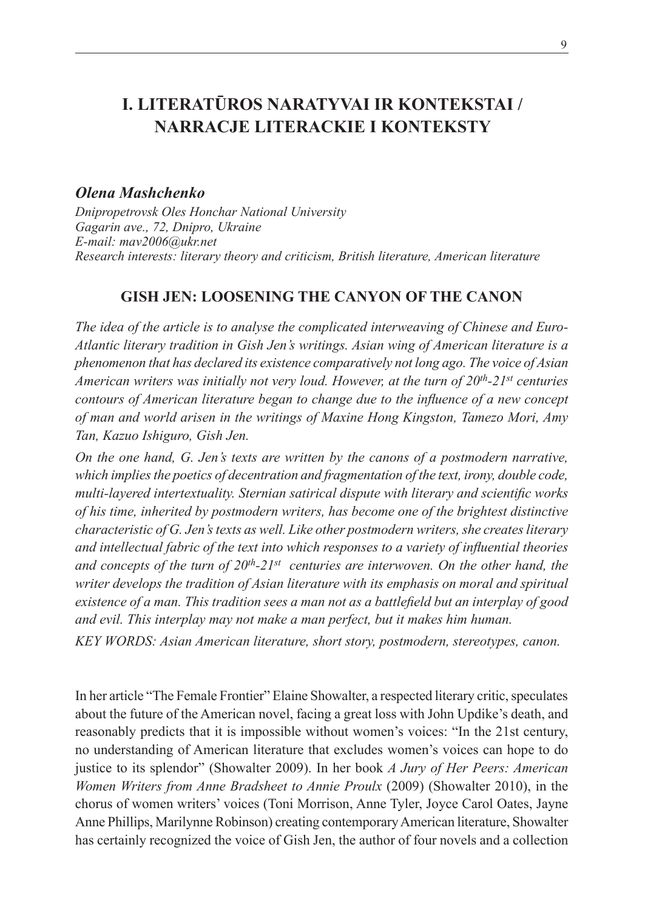# I. LITERATŪROS NARATYVAI IR KONTEKSTAI / NARRACJE LITERACKIE I KONTEKSTY

***Olena Mashchenko***

*Dnipropetrovsk Oles Honchar National University*
*Gagarin ave., 72, Dnipro, Ukraine*
*E-mail: mav2006@ukr.net*
*Research interests: literary theory and criticism, British literature, American literature*

## GISH JEN: LOOSENING THE CANYON OF THE CANON

*The idea of the article is to analyse the complicated interweaving of Chinese and Euro-Atlantic literary tradition in Gish Jen's writings. Asian wing of American literature is a phenomenon that has declared its existence comparatively not long ago. The voice of Asian American writers was initially not very loud. However, at the turn of 20th-21st centuries contours of American literature began to change due to the influence of a new concept of man and world arisen in the writings of Maxine Hong Kingston, Tamezo Mori, Amy Tan, Kazuo Ishiguro, Gish Jen.*

*On the one hand, G. Jen's texts are written by the canons of a postmodern narrative, which implies the poetics of decentration and fragmentation of the text, irony, double code, multi-layered intertextuality. Sternian satirical dispute with literary and scientific works of his time, inherited by postmodern writers, has become one of the brightest distinctive characteristic of G. Jen's texts as well. Like other postmodern writers, she creates literary and intellectual fabric of the text into which responses to a variety of influential theories and concepts of the turn of 20th-21st centuries are interwoven. On the other hand, the writer develops the tradition of Asian literature with its emphasis on moral and spiritual existence of a man. This tradition sees a man not as a battlefield but an interplay of good and evil. This interplay may not make a man perfect, but it makes him human.*

*KEY WORDS: Asian American literature, short story, postmodern, stereotypes, canon.*

In her article "The Female Frontier" Elaine Showalter, a respected literary critic, speculates about the future of the American novel, facing a great loss with John Updike's death, and reasonably predicts that it is impossible without women's voices: "In the 21st century, no understanding of American literature that excludes women's voices can hope to do justice to its splendor" (Showalter 2009). In her book *A Jury of Her Peers: American Women Writers from Anne Bradsheet to Annie Proulx* (2009) (Showalter 2010), in the chorus of women writers' voices (Toni Morrison, Anne Tyler, Joyce Carol Oates, Jayne Anne Phillips, Marilynne Robinson) creating contemporary American literature, Showalter has certainly recognized the voice of Gish Jen, the author of four novels and a collection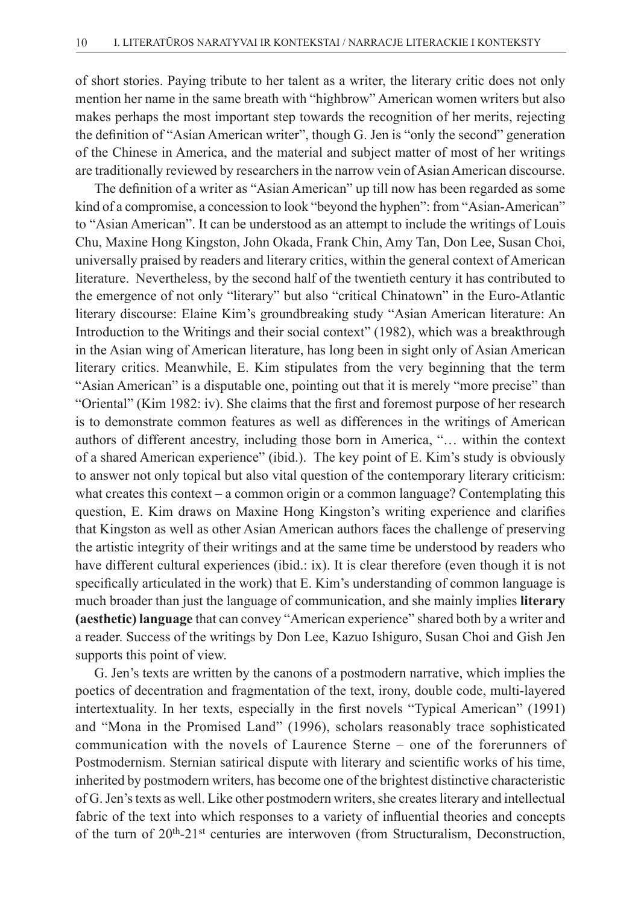of short stories. Paying tribute to her talent as a writer, the literary critic does not only mention her name in the same breath with "highbrow" American women writers but also makes perhaps the most important step towards the recognition of her merits, rejecting the definition of "Asian American writer", though G. Jen is "only the second" generation of the Chinese in America, and the material and subject matter of most of her writings are traditionally reviewed by researchers in the narrow vein of Asian American discourse.

The definition of a writer as "Asian American" up till now has been regarded as some kind of a compromise, a concession to look "beyond the hyphen": from "Asian-American" to "Asian American". It can be understood as an attempt to include the writings of Louis Chu, Maxine Hong Kingston, John Okada, Frank Chin, Amy Tan, Don Lee, Susan Choi, universally praised by readers and literary critics, within the general context of American literature. Nevertheless, by the second half of the twentieth century it has contributed to the emergence of not only "literary" but also "critical Chinatown" in the Euro-Atlantic literary discourse: Elaine Kim's groundbreaking study "Asian American literature: An Introduction to the Writings and their social context" (1982), which was a breakthrough in the Asian wing of American literature, has long been in sight only of Asian American literary critics. Meanwhile, E. Kim stipulates from the very beginning that the term "Asian American" is a disputable one, pointing out that it is merely "more precise" than "Oriental" (Kim 1982: iv). She claims that the first and foremost purpose of her research is to demonstrate common features as well as differences in the writings of American authors of different ancestry, including those born in America, "… within the context of a shared American experience" (ibid.). The key point of E. Kim's study is obviously to answer not only topical but also vital question of the contemporary literary criticism: what creates this context – a common origin or a common language? Contemplating this question, E. Kim draws on Maxine Hong Kingston's writing experience and clarifies that Kingston as well as other Asian American authors faces the challenge of preserving the artistic integrity of their writings and at the same time be understood by readers who have different cultural experiences (ibid.: ix). It is clear therefore (even though it is not specifically articulated in the work) that E. Kim's understanding of common language is much broader than just the language of communication, and she mainly implies **literary (aesthetic) language** that can convey "American experience" shared both by a writer and a reader. Success of the writings by Don Lee, Kazuo Ishiguro, Susan Choi and Gish Jen supports this point of view.

G. Jen's texts are written by the canons of a postmodern narrative, which implies the poetics of decentration and fragmentation of the text, irony, double code, multi-layered intertextuality. In her texts, especially in the first novels "Typical American" (1991) and "Mona in the Promised Land" (1996), scholars reasonably trace sophisticated communication with the novels of Laurence Sterne – one of the forerunners of Postmodernism. Sternian satirical dispute with literary and scientific works of his time, inherited by postmodern writers, has become one of the brightest distinctive characteristic of G. Jen's texts as well. Like other postmodern writers, she creates literary and intellectual fabric of the text into which responses to a variety of influential theories and concepts of the turn of 20th-21st centuries are interwoven (from Structuralism, Deconstruction,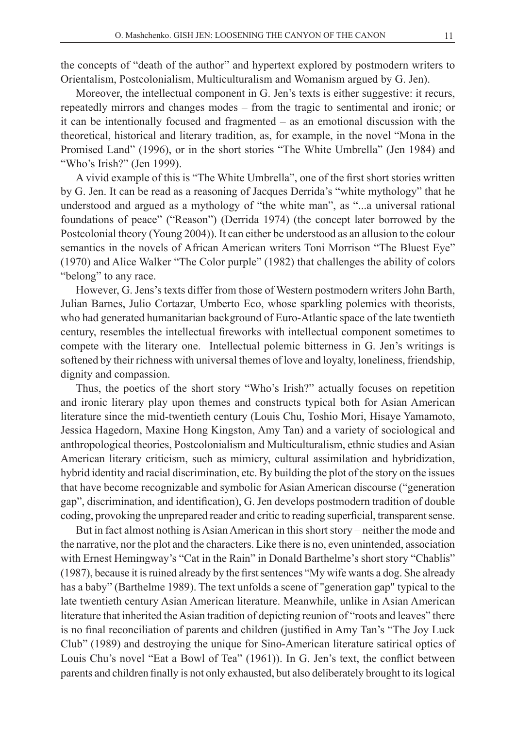the concepts of "death of the author" and hypertext explored by postmodern writers to Orientalism, Postcolonialism, Multiculturalism and Womanism argued by G. Jen).

Moreover, the intellectual component in G. Jen's texts is either suggestive: it recurs, repeatedly mirrors and changes modes – from the tragic to sentimental and ironic; or it can be intentionally focused and fragmented – as an emotional discussion with the theoretical, historical and literary tradition, as, for example, in the novel "Mona in the Promised Land" (1996), or in the short stories "The White Umbrella" (Jen 1984) and "Who's Irish?" (Jen 1999).

A vivid example of this is "The White Umbrella", one of the first short stories written by G. Jen. It can be read as a reasoning of Jacques Derrida's "white mythology" that he understood and argued as a mythology of "the white man", as "...a universal rational foundations of peace" ("Reason") (Derrida 1974) (the concept later borrowed by the Postcolonial theory (Young 2004)). It can either be understood as an allusion to the colour semantics in the novels of African American writers Toni Morrison "The Bluest Eye" (1970) and Alice Walker "The Color purple" (1982) that challenges the ability of colors "belong" to any race.

However, G. Jens's texts differ from those of Western postmodern writers John Barth, Julian Barnes, Julio Cortazar, Umberto Eco, whose sparkling polemics with theorists, who had generated humanitarian background of Euro-Atlantic space of the late twentieth century, resembles the intellectual fireworks with intellectual component sometimes to compete with the literary one. Intellectual polemic bitterness in G. Jen's writings is softened by their richness with universal themes of love and loyalty, loneliness, friendship, dignity and compassion.

Thus, the poetics of the short story "Who's Irish?" actually focuses on repetition and ironic literary play upon themes and constructs typical both for Asian American literature since the mid-twentieth century (Louis Chu, Toshio Mori, Hisaye Yamamoto, Jessica Hagedorn, Maxine Hong Kingston, Amy Tan) and a variety of sociological and anthropological theories, Postcolonialism and Multiculturalism, ethnic studies and Asian American literary criticism, such as mimicry, cultural assimilation and hybridization, hybrid identity and racial discrimination, etc. By building the plot of the story on the issues that have become recognizable and symbolic for Asian American discourse ("generation gap", discrimination, and identification), G. Jen develops postmodern tradition of double coding, provoking the unprepared reader and critic to reading superficial, transparent sense.

But in fact almost nothing is Asian American in this short story – neither the mode and the narrative, nor the plot and the characters. Like there is no, even unintended, association with Ernest Hemingway's "Cat in the Rain" in Donald Barthelme's short story "Chablis" (1987), because it is ruined already by the first sentences "My wife wants a dog. She already has a baby" (Barthelme 1989). The text unfolds a scene of "generation gap" typical to the late twentieth century Asian American literature. Meanwhile, unlike in Asian American literature that inherited the Asian tradition of depicting reunion of "roots and leaves" there is no final reconciliation of parents and children (justified in Amy Tan's "The Joy Luck Club" (1989) and destroying the unique for Sino-American literature satirical optics of Louis Chu's novel "Eat a Bowl of Tea" (1961)). In G. Jen's text, the conflict between parents and children finally is not only exhausted, but also deliberately brought to its logical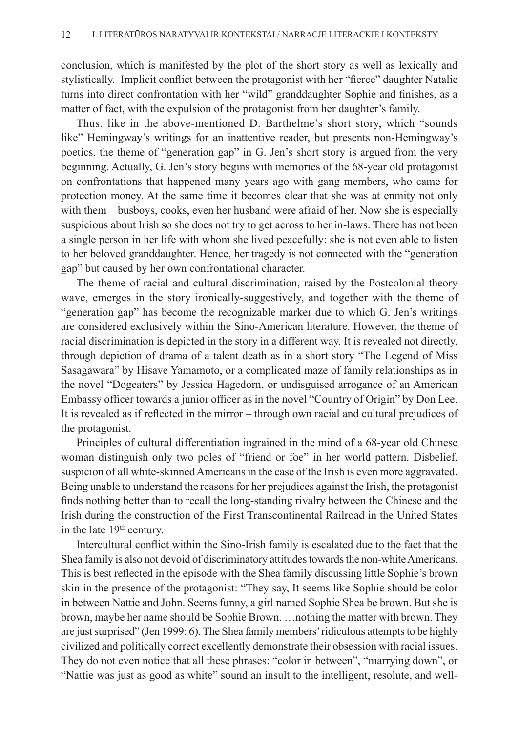conclusion, which is manifested by the plot of the short story as well as lexically and stylistically. Implicit conflict between the protagonist with her "fierce" daughter Natalie turns into direct confrontation with her "wild" granddaughter Sophie and finishes, as a matter of fact, with the expulsion of the protagonist from her daughter's family.

Thus, like in the above-mentioned D. Barthelme's short story, which "sounds like" Hemingway's writings for an inattentive reader, but presents non-Hemingway's poetics, the theme of "generation gap" in G. Jen's short story is argued from the very beginning. Actually, G. Jen's story begins with memories of the 68-year old protagonist on confrontations that happened many years ago with gang members, who came for protection money. At the same time it becomes clear that she was at enmity not only with them – busboys, cooks, even her husband were afraid of her. Now she is especially suspicious about Irish so she does not try to get across to her in-laws. There has not been a single person in her life with whom she lived peacefully: she is not even able to listen to her beloved granddaughter. Hence, her tragedy is not connected with the "generation gap" but caused by her own confrontational character.

The theme of racial and cultural discrimination, raised by the Postcolonial theory wave, emerges in the story ironically-suggestively, and together with the theme of "generation gap" has become the recognizable marker due to which G. Jen's writings are considered exclusively within the Sino-American literature. However, the theme of racial discrimination is depicted in the story in a different way. It is revealed not directly, through depiction of drama of a talent death as in a short story "The Legend of Miss Sasagawara" by Hisave Yamamoto, or a complicated maze of family relationships as in the novel "Dogeaters" by Jessica Hagedorn, or undisguised arrogance of an American Embassy officer towards a junior officer as in the novel "Country of Origin" by Don Lee. It is revealed as if reflected in the mirror – through own racial and cultural prejudices of the protagonist.

Principles of cultural differentiation ingrained in the mind of a 68-year old Chinese woman distinguish only two poles of "friend or foe" in her world pattern. Disbelief, suspicion of all white-skinned Americans in the case of the Irish is even more aggravated. Being unable to understand the reasons for her prejudices against the Irish, the protagonist finds nothing better than to recall the long-standing rivalry between the Chinese and the Irish during the construction of the First Transcontinental Railroad in the United States in the late 19th century.

Intercultural conflict within the Sino-Irish family is escalated due to the fact that the Shea family is also not devoid of discriminatory attitudes towards the non-white Americans. This is best reflected in the episode with the Shea family discussing little Sophie's brown skin in the presence of the protagonist: "They say, It seems like Sophie should be color in between Nattie and John. Seems funny, a girl named Sophie Shea be brown. But she is brown, maybe her name should be Sophie Brown. …nothing the matter with brown. They are just surprised" (Jen 1999: 6). The Shea family members' ridiculous attempts to be highly civilized and politically correct excellently demonstrate their obsession with racial issues. They do not even notice that all these phrases: "color in between", "marrying down", or "Nattie was just as good as white" sound an insult to the intelligent, resolute, and well-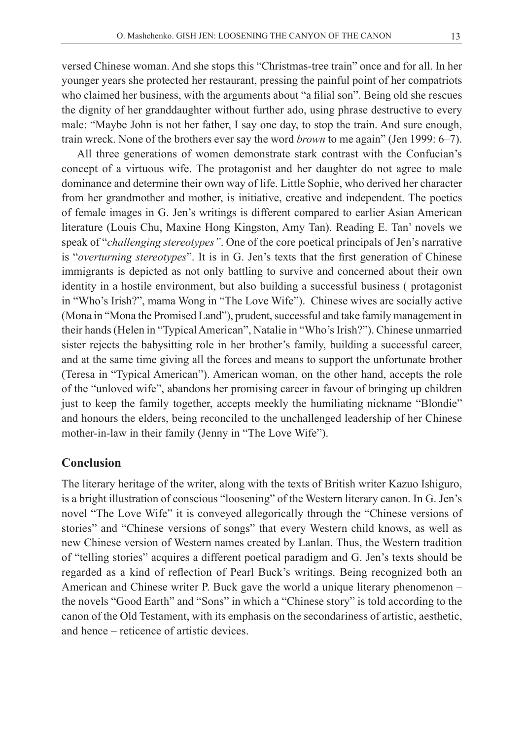versed Chinese woman. And she stops this "Christmas-tree train" once and for all. In her younger years she protected her restaurant, pressing the painful point of her compatriots who claimed her business, with the arguments about "a filial son". Being old she rescues the dignity of her granddaughter without further ado, using phrase destructive to every male: "Maybe John is not her father, I say one day, to stop the train. And sure enough, train wreck. None of the brothers ever say the word *brown* to me again" (Jen 1999: 6–7).

All three generations of women demonstrate stark contrast with the Confucian's concept of a virtuous wife. The protagonist and her daughter do not agree to male dominance and determine their own way of life. Little Sophie, who derived her character from her grandmother and mother, is initiative, creative and independent. The poetics of female images in G. Jen's writings is different compared to earlier Asian American literature (Louis Chu, Maxine Hong Kingston, Amy Tan). Reading E. Tan' novels we speak of "*challenging stereotypes"*. One of the core poetical principals of Jen's narrative is "*overturning stereotypes*". It is in G. Jen's texts that the first generation of Chinese immigrants is depicted as not only battling to survive and concerned about their own identity in a hostile environment, but also building a successful business ( protagonist in "Who's Irish?", mama Wong in "The Love Wife"). Chinese wives are socially active (Mona in "Mona the Promised Land"), prudent, successful and take family management in their hands (Helen in "Typical American", Natalie in "Who's Irish?"). Chinese unmarried sister rejects the babysitting role in her brother's family, building a successful career, and at the same time giving all the forces and means to support the unfortunate brother (Teresa in "Typical American"). American woman, on the other hand, accepts the role of the "unloved wife", abandons her promising career in favour of bringing up children just to keep the family together, accepts meekly the humiliating nickname "Blondie" and honours the elders, being reconciled to the unchallenged leadership of her Chinese mother-in-law in their family (Jenny in "The Love Wife").

## Conclusion

The literary heritage of the writer, along with the texts of British writer Kazuo Ishiguro, is a bright illustration of conscious "loosening" of the Western literary canon. In G. Jen's novel "The Love Wife" it is conveyed allegorically through the "Chinese versions of stories" and "Chinese versions of songs" that every Western child knows, as well as new Chinese version of Western names created by Lanlan. Thus, the Western tradition of "telling stories" acquires a different poetical paradigm and G. Jen's texts should be regarded as a kind of reflection of Pearl Buck's writings. Being recognized both an American and Chinese writer P. Buck gave the world a unique literary phenomenon – the novels "Good Earth" and "Sons" in which a "Chinese story" is told according to the canon of the Old Testament, with its emphasis on the secondariness of artistic, aesthetic, and hence – reticence of artistic devices.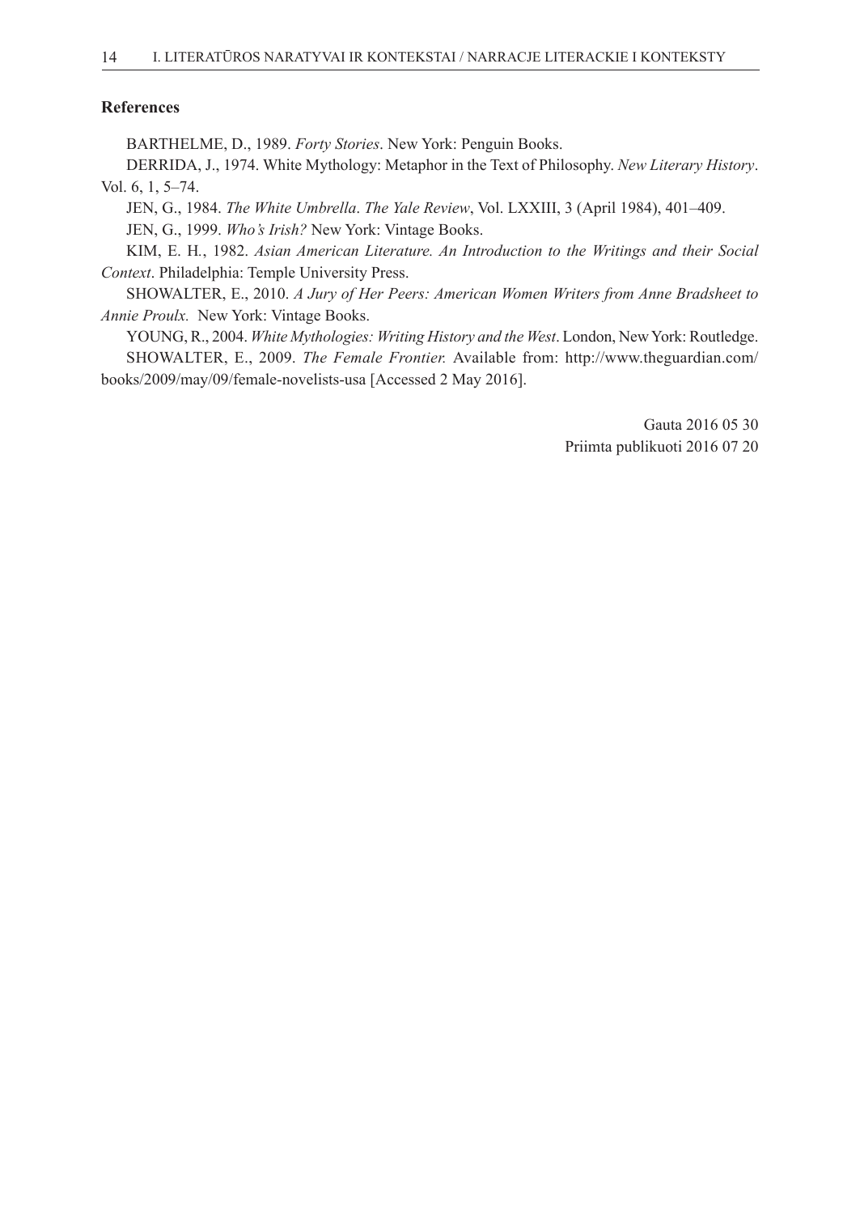## References

BARTHELME, D., 1989. *Forty Stories*. New York: Penguin Books.

DERRIDA, J., 1974. White Mythology: Metaphor in the Text of Philosophy. *New Literary History*. Vol. 6, 1, 5–74.

JEN, G., 1984. *The White Umbrella*. *The Yale Review*, Vol. LXXIII, 3 (April 1984), 401–409.

JEN, G., 1999. *Who's Irish?* New York: Vintage Books.

KIM, E. H., 1982. *Asian American Literature. An Introduction to the Writings and their Social Context*. Philadelphia: Temple University Press.

SHOWALTER, E., 2010. *A Jury of Her Peers: American Women Writers from Anne Bradsheet to Annie Proulx.* New York: Vintage Books.

YOUNG, R., 2004. *White Mythologies: Writing History and the West*. London, New York: Routledge.

SHOWALTER, E., 2009. *The Female Frontier.* Available from: http://www.theguardian.com/books/2009/may/09/female-novelists-usa [Accessed 2 May 2016].

Gauta 2016 05 30
Priimta publikuoti 2016 07 20